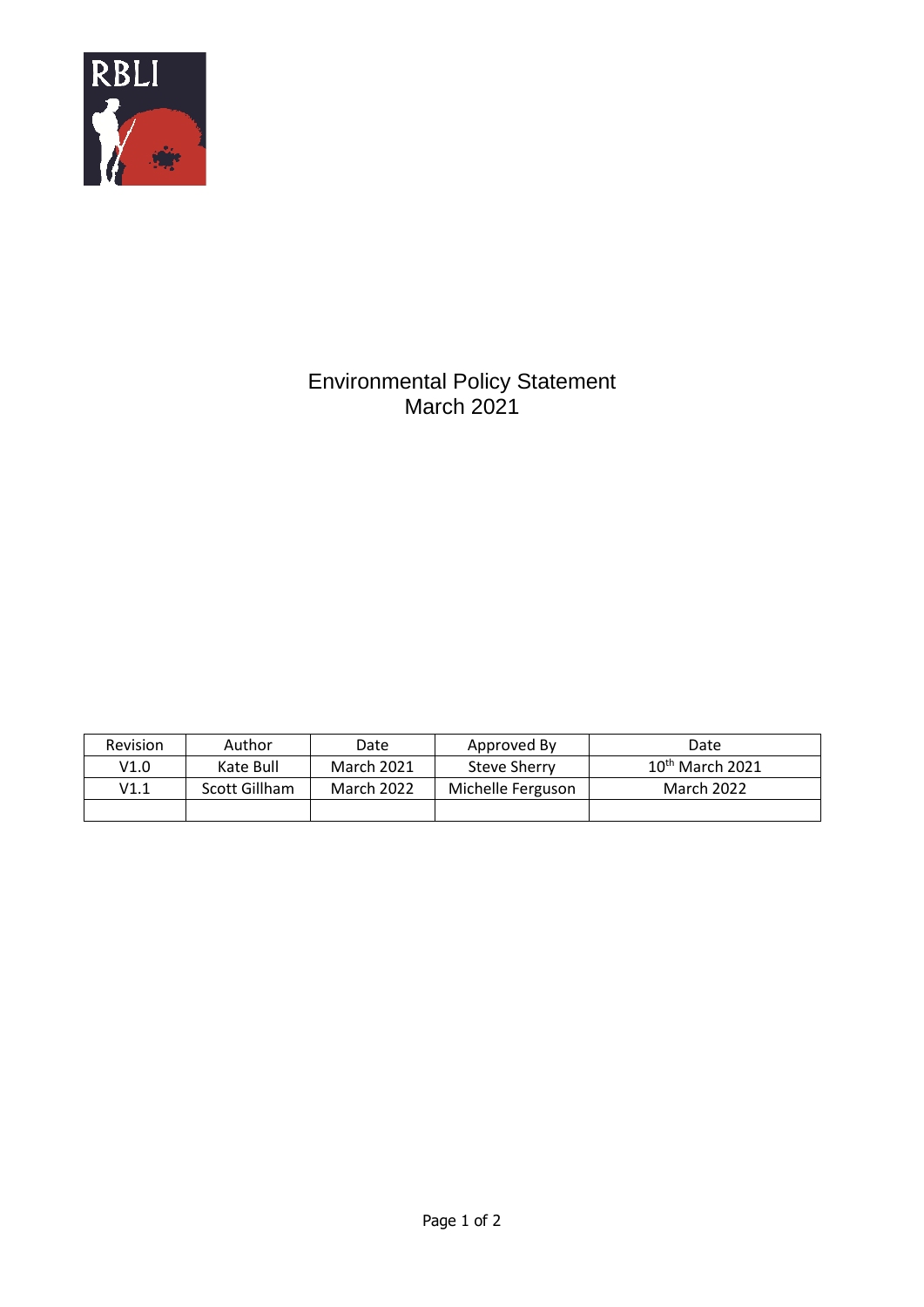RBLI

# Environmental Policy Statement
March 2021

| Revision | Author | Date | Approved By | Date |
| --- | --- | --- | --- | --- |
| V1.0 | Kate Bull | March 2021 | Steve Sherry | 10th March 2021 |
| V1.1 | Scott Gillham | March 2022 | Michelle Ferguson | March 2022 |
| | | | | |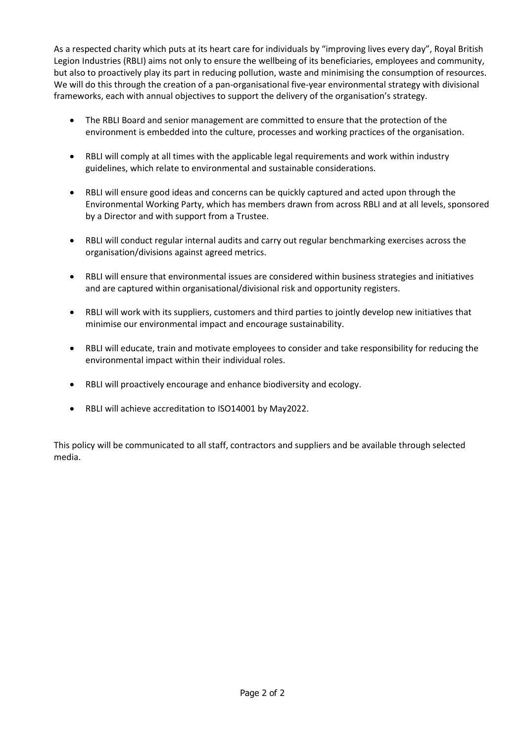As a respected charity which puts at its heart care for individuals by "improving lives every day", Royal British Legion Industries (RBLI) aims not only to ensure the wellbeing of its beneficiaries, employees and community, but also to proactively play its part in reducing pollution, waste and minimising the consumption of resources. We will do this through the creation of a pan-organisational five-year environmental strategy with divisional frameworks, each with annual objectives to support the delivery of the organisation's strategy.

- The RBLI Board and senior management are committed to ensure that the protection of the environment is embedded into the culture, processes and working practices of the organisation.
- RBLI will comply at all times with the applicable legal requirements and work within industry guidelines, which relate to environmental and sustainable considerations.
- RBLI will ensure good ideas and concerns can be quickly captured and acted upon through the Environmental Working Party, which has members drawn from across RBLI and at all levels, sponsored by a Director and with support from a Trustee.
- RBLI will conduct regular internal audits and carry out regular benchmarking exercises across the organisation/divisions against agreed metrics.
- RBLI will ensure that environmental issues are considered within business strategies and initiatives and are captured within organisational/divisional risk and opportunity registers.
- RBLI will work with its suppliers, customers and third parties to jointly develop new initiatives that minimise our environmental impact and encourage sustainability.
- RBLI will educate, train and motivate employees to consider and take responsibility for reducing the environmental impact within their individual roles.
- RBLI will proactively encourage and enhance biodiversity and ecology.
- RBLI will achieve accreditation to ISO14001 by May2022.

This policy will be communicated to all staff, contractors and suppliers and be available through selected media.